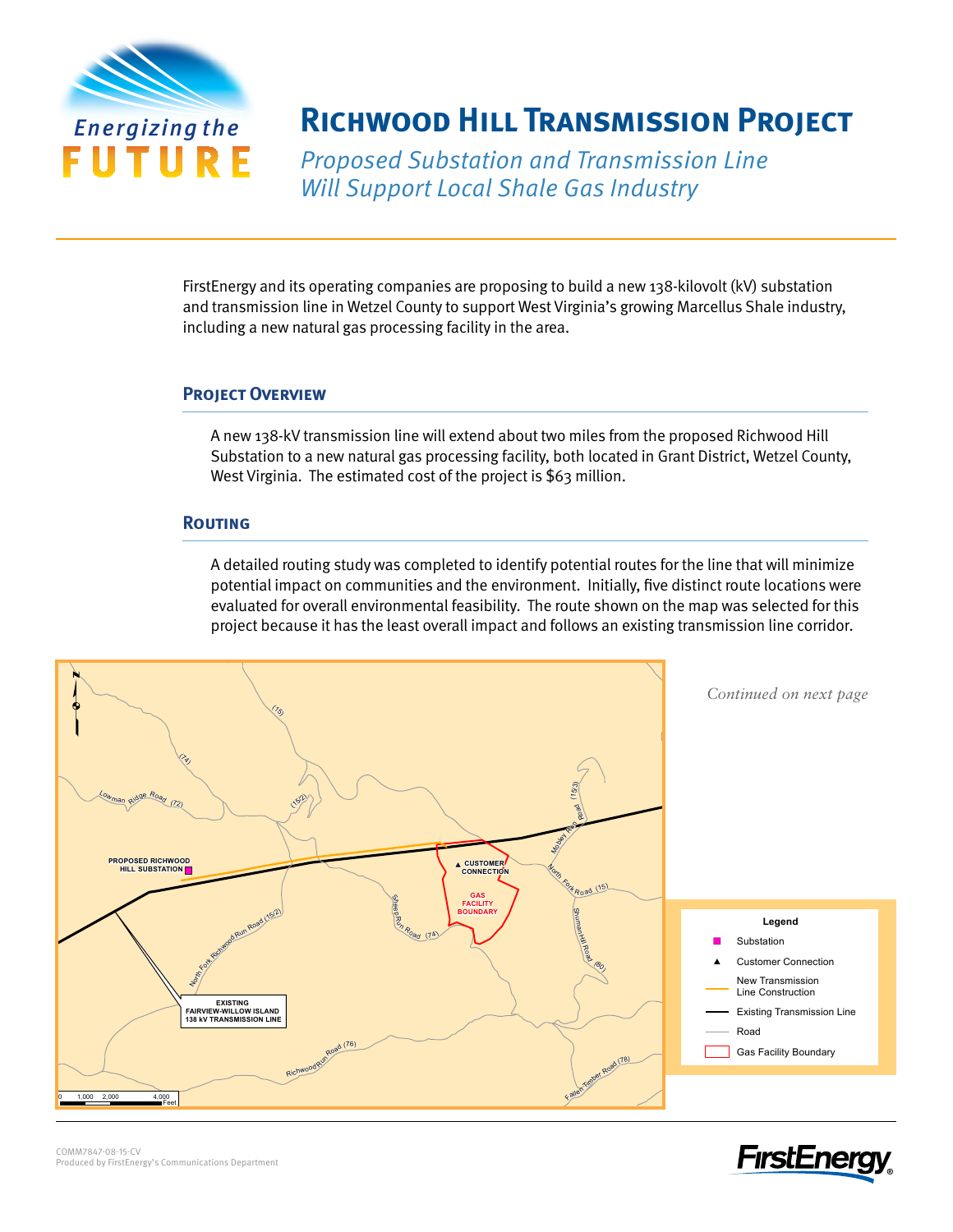# Richwood Hill Transmission Project

*Proposed Substation and Transmission Line Will Support Local Shale Gas Industry*

FirstEnergy and its operating companies are proposing to build a new 138-kilovolt (kV) substation and transmission line in Wetzel County to support West Virginia's growing Marcellus Shale industry, including a new natural gas processing facility in the area.

## Project Overview

A new 138-kV transmission line will extend about two miles from the proposed Richwood Hill Substation to a new natural gas processing facility, both located in Grant District, Wetzel County, West Virginia. The estimated cost of the project is $63 million.

## Routing

A detailed routing study was completed to identify potential routes for the line that will minimize potential impact on communities and the environment. Initially, five distinct route locations were evaluated for overall environmental feasibility. The route shown on the map was selected for this project because it has the least overall impact and follows an existing transmission line corridor.

*Continued on next page*

COMM7847-08-15-CV
Produced by FirstEnergy's Communications Department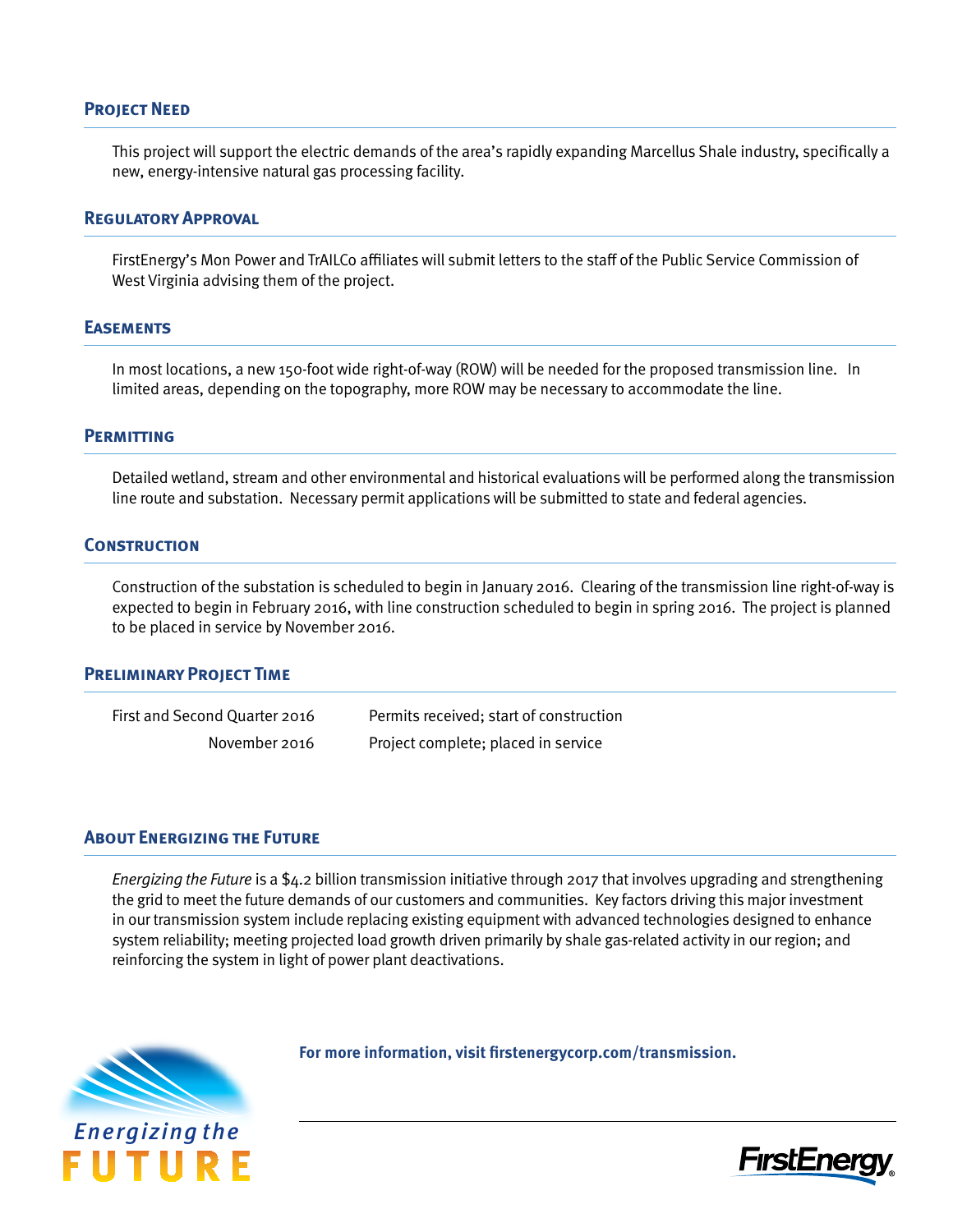## Project Need

This project will support the electric demands of the area's rapidly expanding Marcellus Shale industry, specifically a new, energy-intensive natural gas processing facility.

## Regulatory Approval

FirstEnergy's Mon Power and TrAILCo affiliates will submit letters to the staff of the Public Service Commission of West Virginia advising them of the project.

## Easements

In most locations, a new 150-foot wide right-of-way (ROW) will be needed for the proposed transmission line. In limited areas, depending on the topography, more ROW may be necessary to accommodate the line.

## Permitting

Detailed wetland, stream and other environmental and historical evaluations will be performed along the transmission line route and substation. Necessary permit applications will be submitted to state and federal agencies.

## Construction

Construction of the substation is scheduled to begin in January 2016. Clearing of the transmission line right-of-way is expected to begin in February 2016, with line construction scheduled to begin in spring 2016. The project is planned to be placed in service by November 2016.

## Preliminary Project Time

| | |
|---|---|
| First and Second Quarter 2016 | Permits received; start of construction |
| November 2016 | Project complete; placed in service |

## About Energizing the Future

*Energizing the Future* is a $4.2 billion transmission initiative through 2017 that involves upgrading and strengthening the grid to meet the future demands of our customers and communities. Key factors driving this major investment in our transmission system include replacing existing equipment with advanced technologies designed to enhance system reliability; meeting projected load growth driven primarily by shale gas-related activity in our region; and reinforcing the system in light of power plant deactivations.

Energizing the FUTURE

**For more information, visit firstenergycorp.com/transmission.**

FirstEnergy